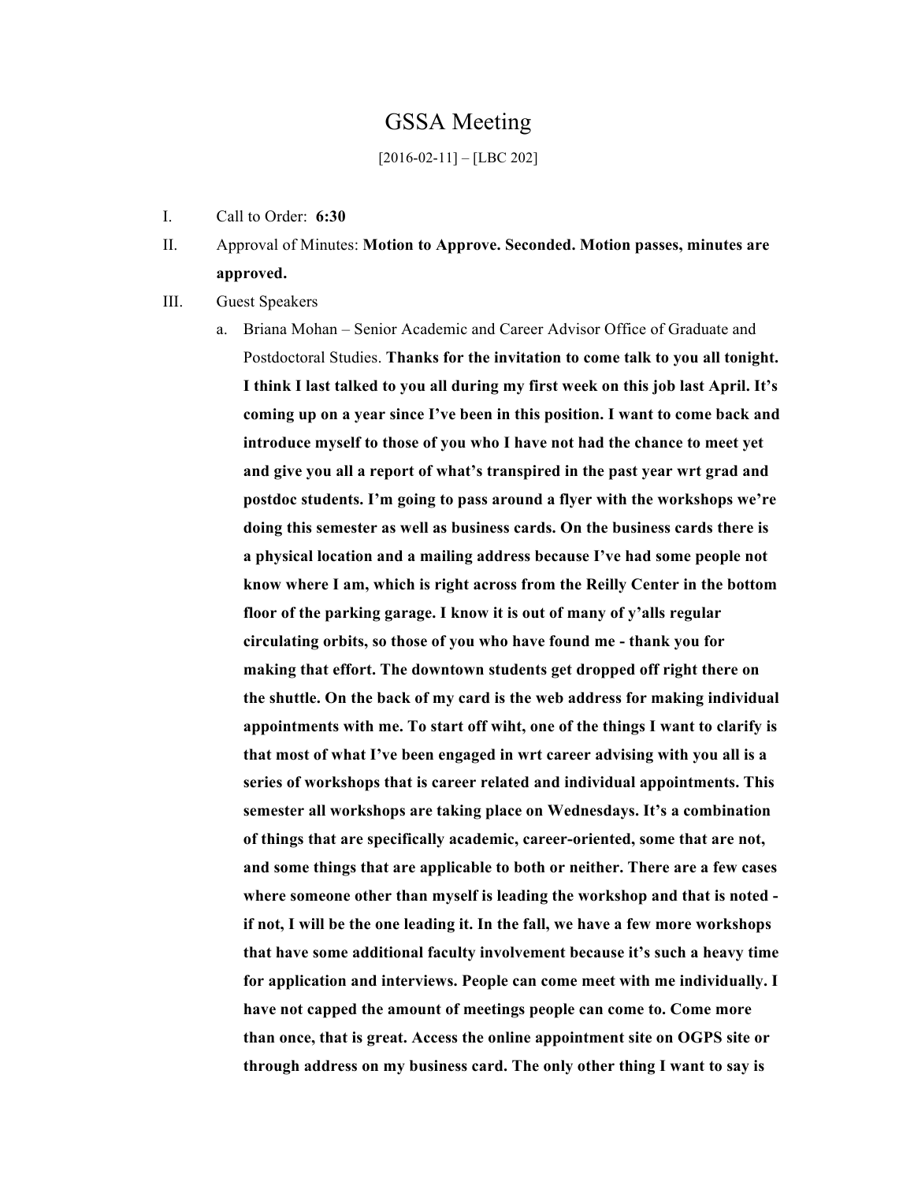# GSSA Meeting

[2016-02-11] – [LBC 202]

I. Call to Order: **6:30**

II. Approval of Minutes: **Motion to Approve. Seconded. Motion passes, minutes are approved.**

III. Guest Speakers

  a. Briana Mohan – Senior Academic and Career Advisor Office of Graduate and Postdoctoral Studies. **Thanks for the invitation to come talk to you all tonight. I think I last talked to you all during my first week on this job last April. It's coming up on a year since I've been in this position. I want to come back and introduce myself to those of you who I have not had the chance to meet yet and give you all a report of what's transpired in the past year wrt grad and postdoc students. I'm going to pass around a flyer with the workshops we're doing this semester as well as business cards. On the business cards there is a physical location and a mailing address because I've had some people not know where I am, which is right across from the Reilly Center in the bottom floor of the parking garage. I know it is out of many of y'alls regular circulating orbits, so those of you who have found me - thank you for making that effort. The downtown students get dropped off right there on the shuttle. On the back of my card is the web address for making individual appointments with me. To start off wiht, one of the things I want to clarify is that most of what I've been engaged in wrt career advising with you all is a series of workshops that is career related and individual appointments. This semester all workshops are taking place on Wednesdays. It's a combination of things that are specifically academic, career-oriented, some that are not, and some things that are applicable to both or neither. There are a few cases where someone other than myself is leading the workshop and that is noted - if not, I will be the one leading it. In the fall, we have a few more workshops that have some additional faculty involvement because it's such a heavy time for application and interviews. People can come meet with me individually. I have not capped the amount of meetings people can come to. Come more than once, that is great. Access the online appointment site on OGPS site or through address on my business card. The only other thing I want to say is**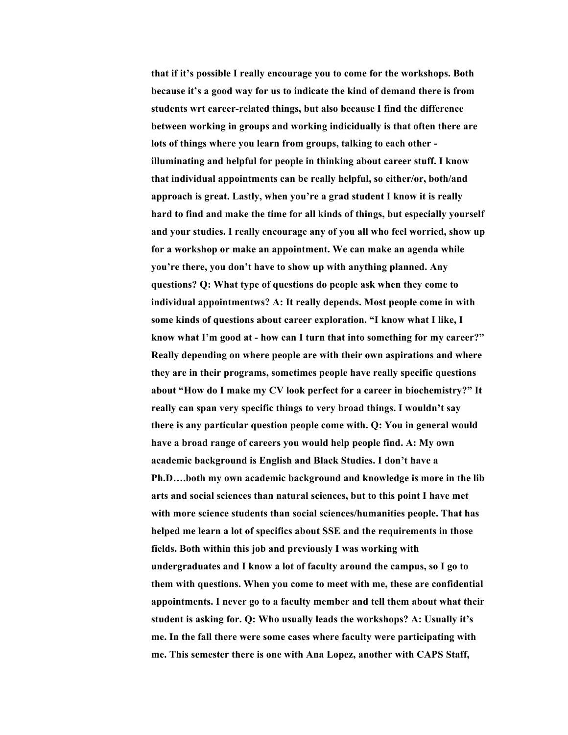**that if it's possible I really encourage you to come for the workshops. Both because it's a good way for us to indicate the kind of demand there is from students wrt career-related things, but also because I find the difference between working in groups and working indicidually is that often there are lots of things where you learn from groups, talking to each other - illuminating and helpful for people in thinking about career stuff. I know that individual appointments can be really helpful, so either/or, both/and approach is great. Lastly, when you're a grad student I know it is really hard to find and make the time for all kinds of things, but especially yourself and your studies. I really encourage any of you all who feel worried, show up for a workshop or make an appointment. We can make an agenda while you're there, you don't have to show up with anything planned. Any questions? Q: What type of questions do people ask when they come to individual appointmentws? A: It really depends. Most people come in with some kinds of questions about career exploration. "I know what I like, I know what I'm good at - how can I turn that into something for my career?" Really depending on where people are with their own aspirations and where they are in their programs, sometimes people have really specific questions about "How do I make my CV look perfect for a career in biochemistry?" It really can span very specific things to very broad things. I wouldn't say there is any particular question people come with. Q: You in general would have a broad range of careers you would help people find. A: My own academic background is English and Black Studies. I don't have a Ph.D….both my own academic background and knowledge is more in the lib arts and social sciences than natural sciences, but to this point I have met with more science students than social sciences/humanities people. That has helped me learn a lot of specifics about SSE and the requirements in those fields. Both within this job and previously I was working with undergraduates and I know a lot of faculty around the campus, so I go to them with questions. When you come to meet with me, these are confidential appointments. I never go to a faculty member and tell them about what their student is asking for. Q: Who usually leads the workshops? A: Usually it's me. In the fall there were some cases where faculty were participating with me. This semester there is one with Ana Lopez, another with CAPS Staff,**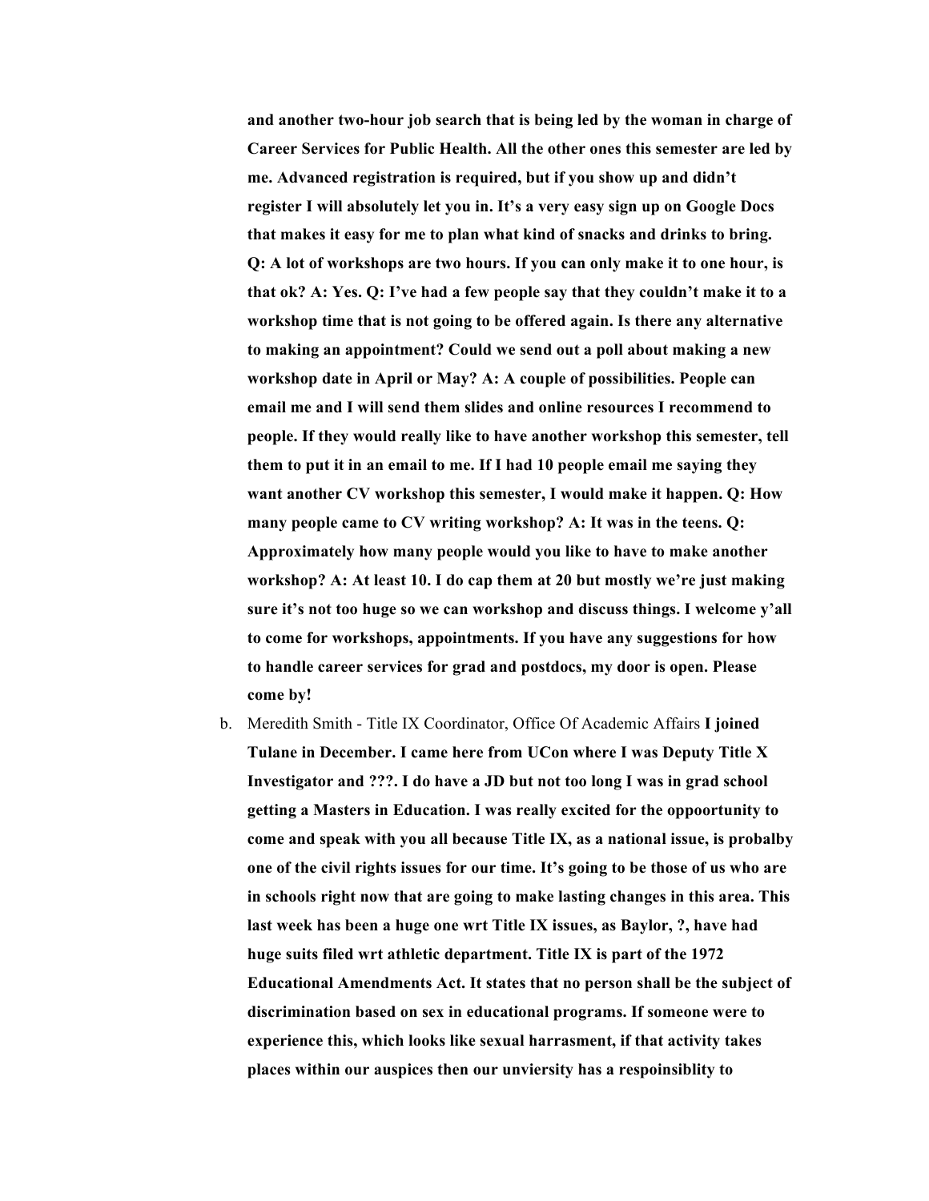**and another two-hour job search that is being led by the woman in charge of Career Services for Public Health. All the other ones this semester are led by me. Advanced registration is required, but if you show up and didn't register I will absolutely let you in. It's a very easy sign up on Google Docs that makes it easy for me to plan what kind of snacks and drinks to bring. Q: A lot of workshops are two hours. If you can only make it to one hour, is that ok? A: Yes. Q: I've had a few people say that they couldn't make it to a workshop time that is not going to be offered again. Is there any alternative to making an appointment? Could we send out a poll about making a new workshop date in April or May? A: A couple of possibilities. People can email me and I will send them slides and online resources I recommend to people. If they would really like to have another workshop this semester, tell them to put it in an email to me. If I had 10 people email me saying they want another CV workshop this semester, I would make it happen. Q: How many people came to CV writing workshop? A: It was in the teens. Q: Approximately how many people would you like to have to make another workshop? A: At least 10. I do cap them at 20 but mostly we're just making sure it's not too huge so we can workshop and discuss things. I welcome y'all to come for workshops, appointments. If you have any suggestions for how to handle career services for grad and postdocs, my door is open. Please come by!**

b. Meredith Smith - Title IX Coordinator, Office Of Academic Affairs **I joined Tulane in December. I came here from UCon where I was Deputy Title X Investigator and ???. I do have a JD but not too long I was in grad school getting a Masters in Education. I was really excited for the oppoortunity to come and speak with you all because Title IX, as a national issue, is probalby one of the civil rights issues for our time. It's going to be those of us who are in schools right now that are going to make lasting changes in this area. This last week has been a huge one wrt Title IX issues, as Baylor, ?, have had huge suits filed wrt athletic department. Title IX is part of the 1972 Educational Amendments Act. It states that no person shall be the subject of discrimination based on sex in educational programs. If someone were to experience this, which looks like sexual harrasment, if that activity takes places within our auspices then our unviersity has a respoinsiblity to**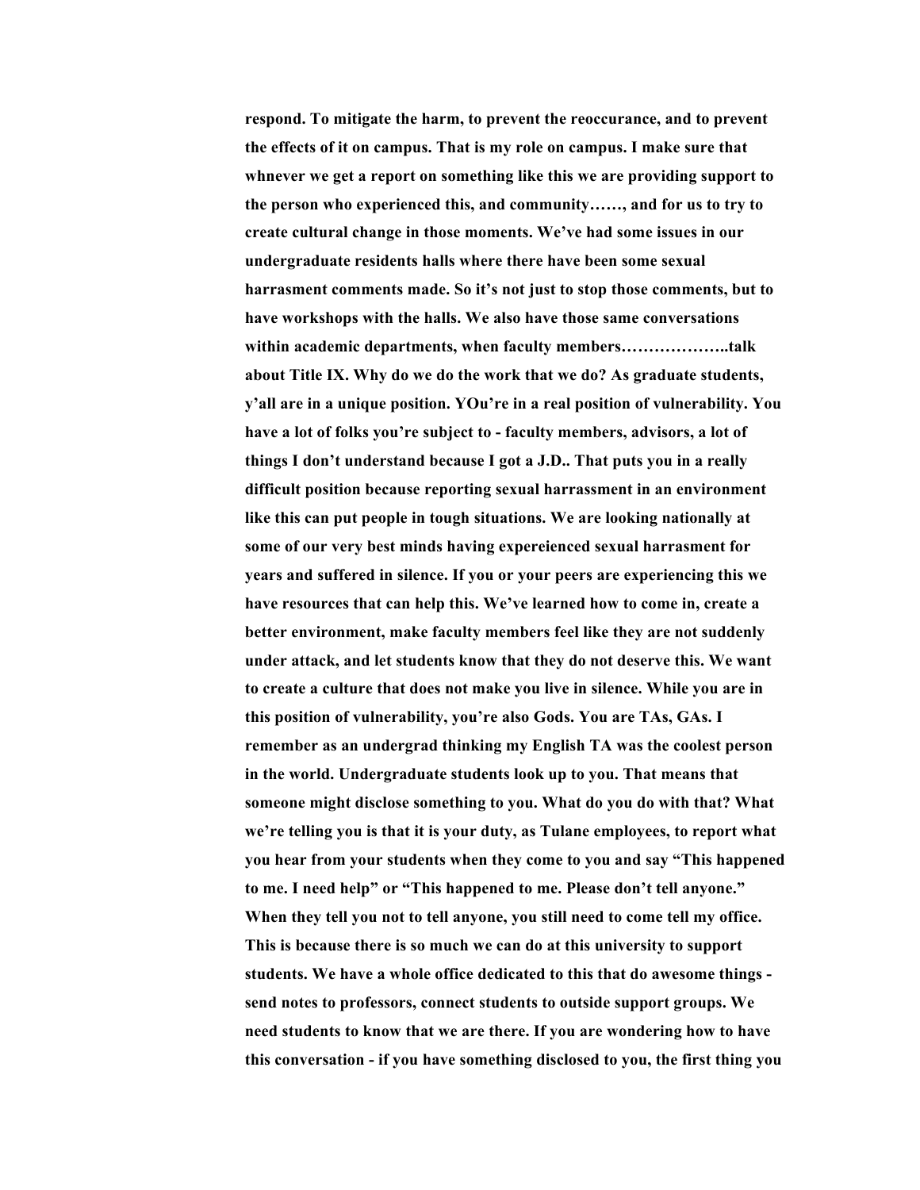**respond. To mitigate the harm, to prevent the reoccurance, and to prevent the effects of it on campus. That is my role on campus. I make sure that whnever we get a report on something like this we are providing support to the person who experienced this, and community……, and for us to try to create cultural change in those moments. We've had some issues in our undergraduate residents halls where there have been some sexual harrasment comments made. So it's not just to stop those comments, but to have workshops with the halls. We also have those same conversations within academic departments, when faculty members………………..talk about Title IX. Why do we do the work that we do? As graduate students, y'all are in a unique position. YOu're in a real position of vulnerability. You have a lot of folks you're subject to - faculty members, advisors, a lot of things I don't understand because I got a J.D.. That puts you in a really difficult position because reporting sexual harrassment in an environment like this can put people in tough situations. We are looking nationally at some of our very best minds having expereienced sexual harrasment for years and suffered in silence. If you or your peers are experiencing this we have resources that can help this. We've learned how to come in, create a better environment, make faculty members feel like they are not suddenly under attack, and let students know that they do not deserve this. We want to create a culture that does not make you live in silence. While you are in this position of vulnerability, you're also Gods. You are TAs, GAs. I remember as an undergrad thinking my English TA was the coolest person in the world. Undergraduate students look up to you. That means that someone might disclose something to you. What do you do with that? What we're telling you is that it is your duty, as Tulane employees, to report what you hear from your students when they come to you and say "This happened to me. I need help" or "This happened to me. Please don't tell anyone." When they tell you not to tell anyone, you still need to come tell my office. This is because there is so much we can do at this university to support students. We have a whole office dedicated to this that do awesome things - send notes to professors, connect students to outside support groups. We need students to know that we are there. If you are wondering how to have this conversation - if you have something disclosed to you, the first thing you**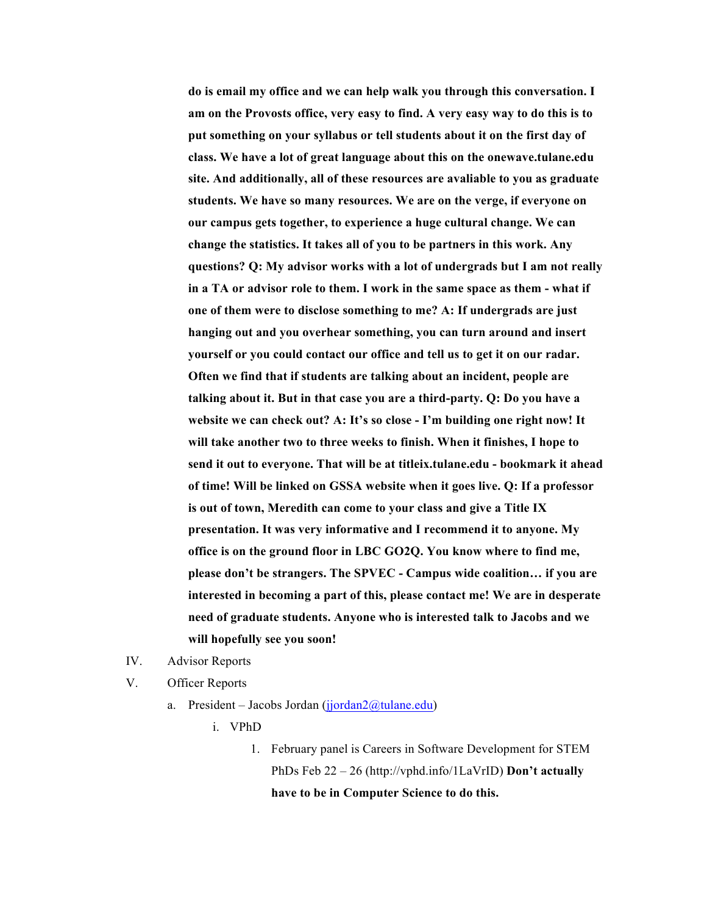**do is email my office and we can help walk you through this conversation. I am on the Provosts office, very easy to find. A very easy way to do this is to put something on your syllabus or tell students about it on the first day of class. We have a lot of great language about this on the onewave.tulane.edu site. And additionally, all of these resources are avaliable to you as graduate students. We have so many resources. We are on the verge, if everyone on our campus gets together, to experience a huge cultural change. We can change the statistics. It takes all of you to be partners in this work. Any questions? Q: My advisor works with a lot of undergrads but I am not really in a TA or advisor role to them. I work in the same space as them - what if one of them were to disclose something to me? A: If undergrads are just hanging out and you overhear something, you can turn around and insert yourself or you could contact our office and tell us to get it on our radar. Often we find that if students are talking about an incident, people are talking about it. But in that case you are a third-party. Q: Do you have a website we can check out? A: It's so close - I'm building one right now! It will take another two to three weeks to finish. When it finishes, I hope to send it out to everyone. That will be at titleix.tulane.edu - bookmark it ahead of time! Will be linked on GSSA website when it goes live. Q: If a professor is out of town, Meredith can come to your class and give a Title IX presentation. It was very informative and I recommend it to anyone. My office is on the ground floor in LBC GO2Q. You know where to find me, please don't be strangers. The SPVEC - Campus wide coalition… if you are interested in becoming a part of this, please contact me! We are in desperate need of graduate students. Anyone who is interested talk to Jacobs and we will hopefully see you soon!**

IV. Advisor Reports

V. Officer Reports

a. President – Jacobs Jordan (jjordan2@tulane.edu)

i. VPhD

1. February panel is Careers in Software Development for STEM PhDs Feb 22 – 26 (http://vphd.info/1LaVrID) **Don't actually have to be in Computer Science to do this.**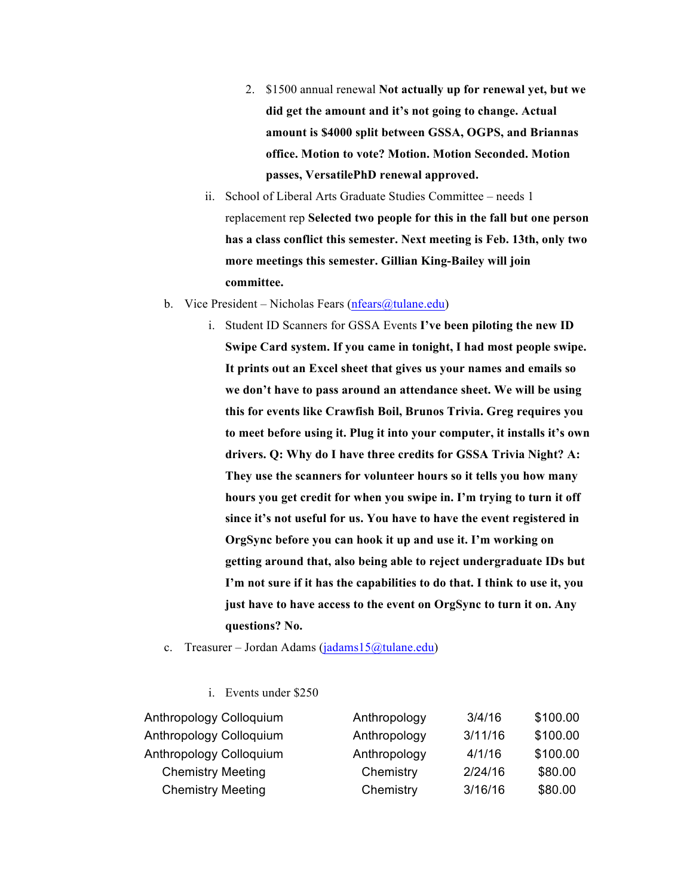2. $1500 annual renewal **Not actually up for renewal yet, but we did get the amount and it's not going to change. Actual amount is $4000 split between GSSA, OGPS, and Briannas office. Motion to vote? Motion. Motion Seconded. Motion passes, VersatilePhD renewal approved.**

ii. School of Liberal Arts Graduate Studies Committee – needs 1 replacement rep **Selected two people for this in the fall but one person has a class conflict this semester. Next meeting is Feb. 13th, only two more meetings this semester. Gillian King-Bailey will join committee.**

b. Vice President – Nicholas Fears (nfears@tulane.edu)

i. Student ID Scanners for GSSA Events **I've been piloting the new ID Swipe Card system. If you came in tonight, I had most people swipe. It prints out an Excel sheet that gives us your names and emails so we don't have to pass around an attendance sheet. We will be using this for events like Crawfish Boil, Brunos Trivia. Greg requires you to meet before using it. Plug it into your computer, it installs it's own drivers. Q: Why do I have three credits for GSSA Trivia Night? A: They use the scanners for volunteer hours so it tells you how many hours you get credit for when you swipe in. I'm trying to turn it off since it's not useful for us. You have to have the event registered in OrgSync before you can hook it up and use it. I'm working on getting around that, also being able to reject undergraduate IDs but I'm not sure if it has the capabilities to do that. I think to use it, you just have to have access to the event on OrgSync to turn it on. Any questions? No.**

c. Treasurer – Jordan Adams (jadams15@tulane.edu)

i. Events under $250

| | | | |
|---|---|---|---|
| Anthropology Colloquium | Anthropology | 3/4/16 | $100.00 |
| Anthropology Colloquium | Anthropology | 3/11/16 | $100.00 |
| Anthropology Colloquium | Anthropology | 4/1/16 | $100.00 |
| Chemistry Meeting | Chemistry | 2/24/16 | $80.00 |
| Chemistry Meeting | Chemistry | 3/16/16 | $80.00 |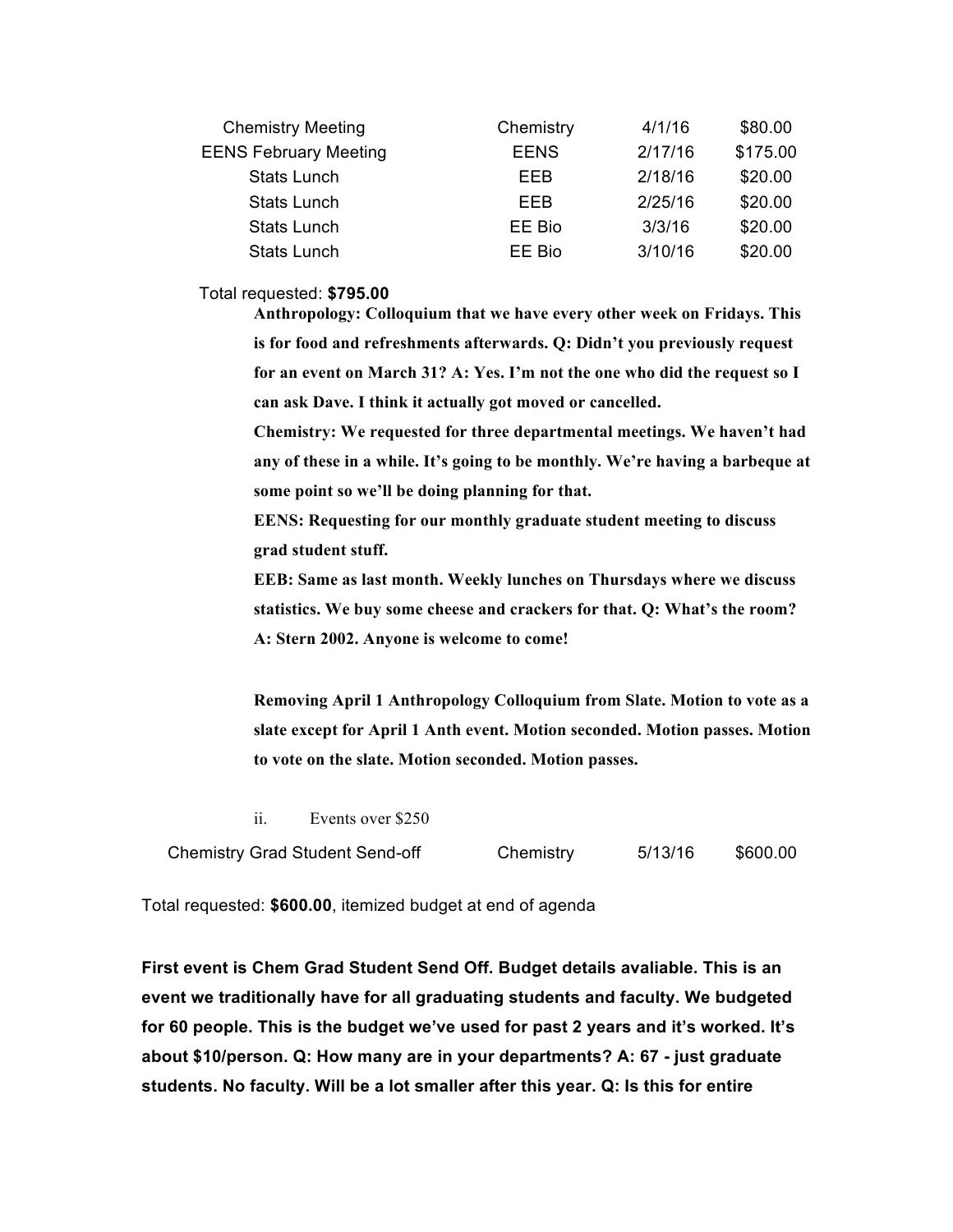| | | | |
|---|---|---|---|
| Chemistry Meeting | Chemistry | 4/1/16 | $80.00 |
| EENS February Meeting | EENS | 2/17/16 | $175.00 |
| Stats Lunch | EEB | 2/18/16 | $20.00 |
| Stats Lunch | EEB | 2/25/16 | $20.00 |
| Stats Lunch | EE Bio | 3/3/16 | $20.00 |
| Stats Lunch | EE Bio | 3/10/16 | $20.00 |

Total requested: **$795.00**

**Anthropology: Colloquium that we have every other week on Fridays. This is for food and refreshments afterwards. Q: Didn't you previously request for an event on March 31? A: Yes. I'm not the one who did the request so I can ask Dave. I think it actually got moved or cancelled.**

**Chemistry: We requested for three departmental meetings. We haven't had any of these in a while. It's going to be monthly. We're having a barbeque at some point so we'll be doing planning for that.**

**EENS: Requesting for our monthly graduate student meeting to discuss grad student stuff.**

**EEB: Same as last month. Weekly lunches on Thursdays where we discuss statistics. We buy some cheese and crackers for that. Q: What's the room? A: Stern 2002. Anyone is welcome to come!**

**Removing April 1 Anthropology Colloquium from Slate. Motion to vote as a slate except for April 1 Anth event. Motion seconded. Motion passes. Motion to vote on the slate. Motion seconded. Motion passes.**

ii. Events over $250

| | | | |
|---|---|---|---|
| Chemistry Grad Student Send-off | Chemistry | 5/13/16 | $600.00 |

Total requested: **$600.00**, itemized budget at end of agenda

**First event is Chem Grad Student Send Off. Budget details avaliable. This is an event we traditionally have for all graduating students and faculty. We budgeted for 60 people. This is the budget we've used for past 2 years and it's worked. It's about $10/person. Q: How many are in your departments? A: 67 - just graduate students. No faculty. Will be a lot smaller after this year. Q: Is this for entire**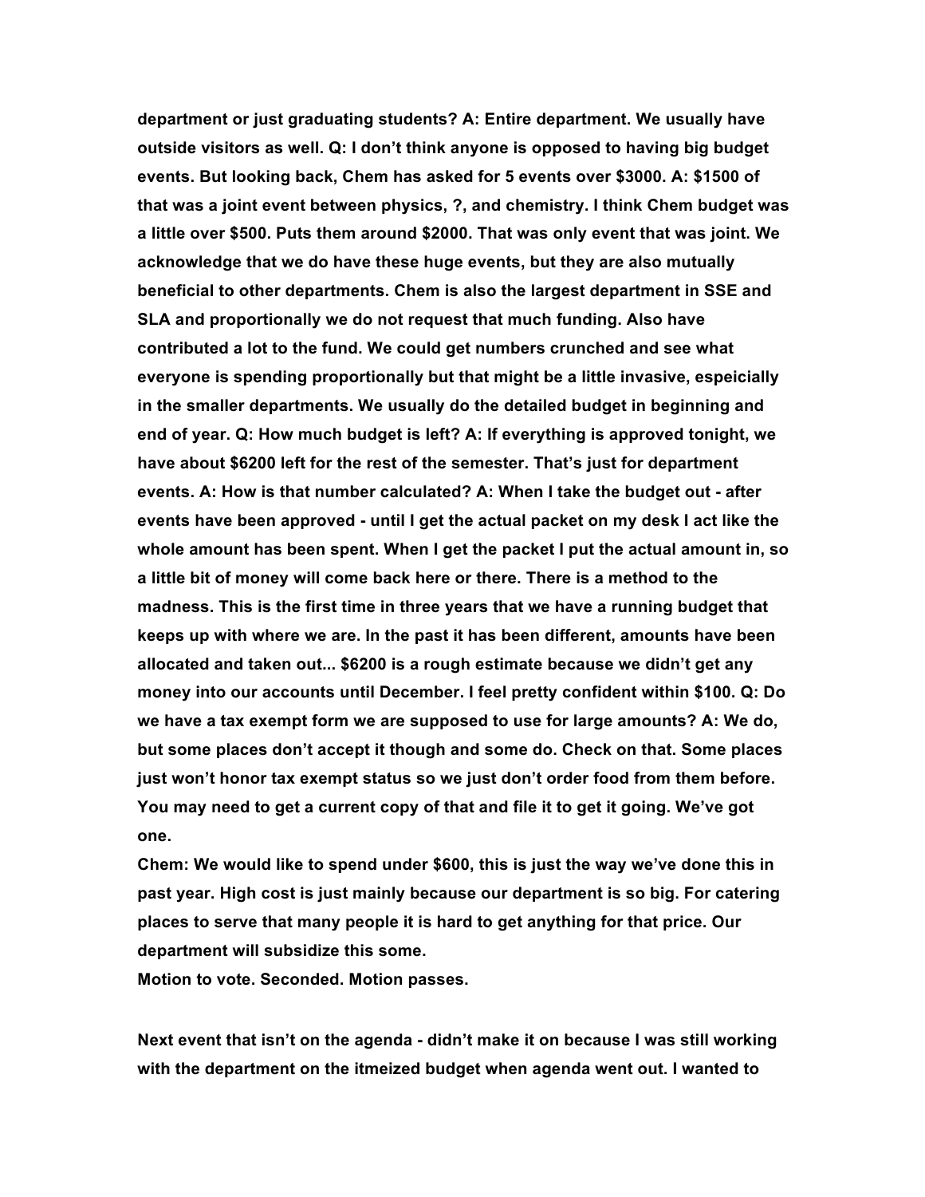**department or just graduating students? A: Entire department. We usually have outside visitors as well. Q: I don't think anyone is opposed to having big budget events. But looking back, Chem has asked for 5 events over $3000. A: $1500 of that was a joint event between physics, ?, and chemistry. I think Chem budget was a little over $500. Puts them around $2000. That was only event that was joint. We acknowledge that we do have these huge events, but they are also mutually beneficial to other departments. Chem is also the largest department in SSE and SLA and proportionally we do not request that much funding. Also have contributed a lot to the fund. We could get numbers crunched and see what everyone is spending proportionally but that might be a little invasive, espeicially in the smaller departments. We usually do the detailed budget in beginning and end of year. Q: How much budget is left? A: If everything is approved tonight, we have about $6200 left for the rest of the semester. That's just for department events. A: How is that number calculated? A: When I take the budget out - after events have been approved - until I get the actual packet on my desk I act like the whole amount has been spent. When I get the packet I put the actual amount in, so a little bit of money will come back here or there. There is a method to the madness. This is the first time in three years that we have a running budget that keeps up with where we are. In the past it has been different, amounts have been allocated and taken out... $6200 is a rough estimate because we didn't get any money into our accounts until December. I feel pretty confident within $100. Q: Do we have a tax exempt form we are supposed to use for large amounts? A: We do, but some places don't accept it though and some do. Check on that. Some places just won't honor tax exempt status so we just don't order food from them before. You may need to get a current copy of that and file it to get it going. We've got one.**

**Chem: We would like to spend under $600, this is just the way we've done this in past year. High cost is just mainly because our department is so big. For catering places to serve that many people it is hard to get anything for that price. Our department will subsidize this some.**

**Motion to vote. Seconded. Motion passes.**

**Next event that isn't on the agenda - didn't make it on because I was still working with the department on the itmeized budget when agenda went out. I wanted to**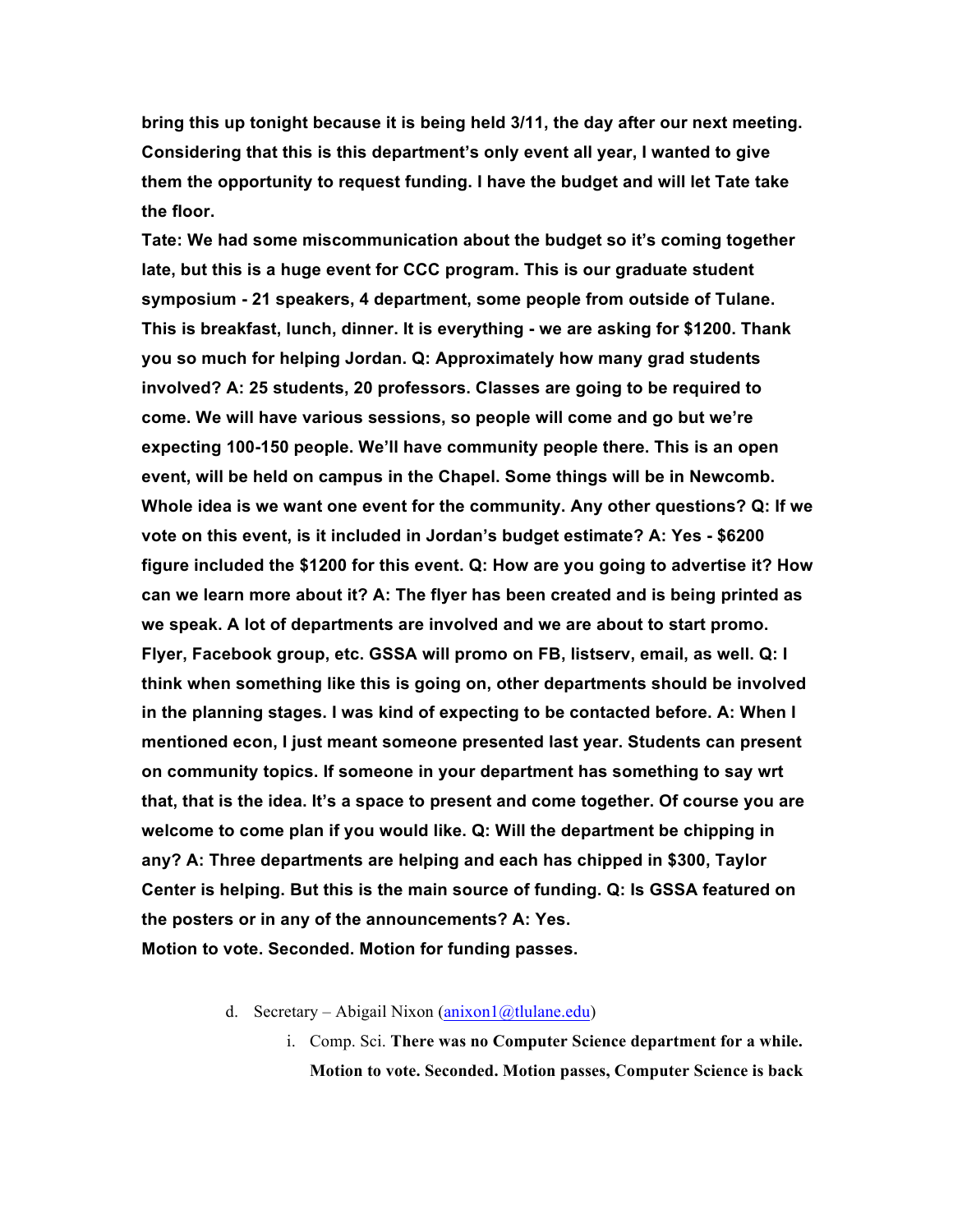**bring this up tonight because it is being held 3/11, the day after our next meeting. Considering that this is this department's only event all year, I wanted to give them the opportunity to request funding. I have the budget and will let Tate take the floor.**

**Tate: We had some miscommunication about the budget so it's coming together late, but this is a huge event for CCC program. This is our graduate student symposium - 21 speakers, 4 department, some people from outside of Tulane. This is breakfast, lunch, dinner. It is everything - we are asking for $1200. Thank you so much for helping Jordan. Q: Approximately how many grad students involved? A: 25 students, 20 professors. Classes are going to be required to come. We will have various sessions, so people will come and go but we're expecting 100-150 people. We'll have community people there. This is an open event, will be held on campus in the Chapel. Some things will be in Newcomb. Whole idea is we want one event for the community. Any other questions? Q: If we vote on this event, is it included in Jordan's budget estimate? A: Yes - $6200 figure included the $1200 for this event. Q: How are you going to advertise it? How can we learn more about it? A: The flyer has been created and is being printed as we speak. A lot of departments are involved and we are about to start promo. Flyer, Facebook group, etc. GSSA will promo on FB, listserv, email, as well. Q: I think when something like this is going on, other departments should be involved in the planning stages. I was kind of expecting to be contacted before. A: When I mentioned econ, I just meant someone presented last year. Students can present on community topics. If someone in your department has something to say wrt that, that is the idea. It's a space to present and come together. Of course you are welcome to come plan if you would like. Q: Will the department be chipping in any? A: Three departments are helping and each has chipped in $300, Taylor Center is helping. But this is the main source of funding. Q: Is GSSA featured on the posters or in any of the announcements? A: Yes.**

**Motion to vote. Seconded. Motion for funding passes.**

d. Secretary – Abigail Nixon (anixon1@tlulane.edu)

   i. Comp. Sci. **There was no Computer Science department for a while. Motion to vote. Seconded. Motion passes, Computer Science is back**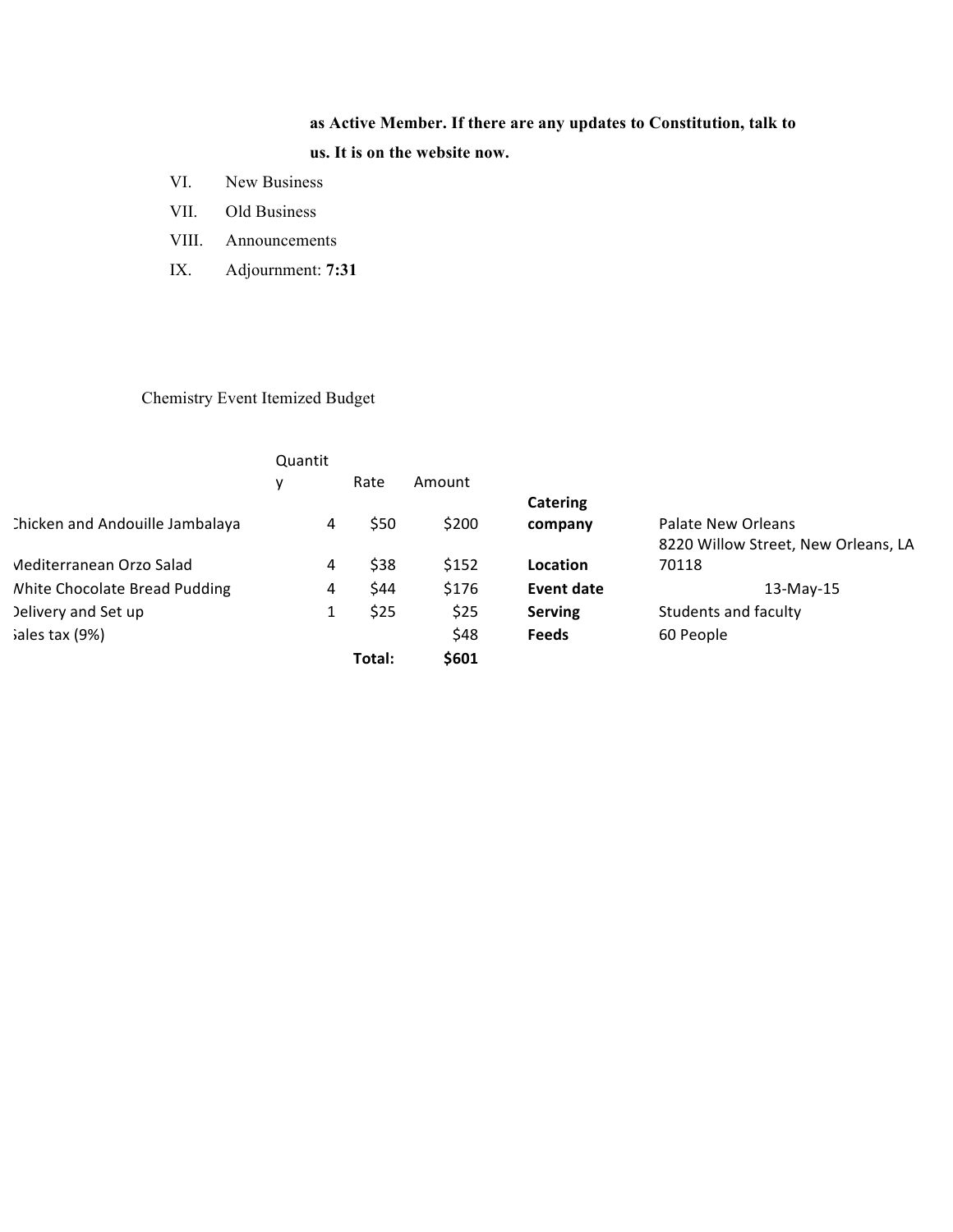**as Active Member. If there are any updates to Constitution, talk to us. It is on the website now.**

VI. New Business

VII. Old Business

VIII. Announcements

IX. Adjournment: **7:31**

Chemistry Event Itemized Budget

| | Quantity | Rate | Amount | | |
|---|---|---|---|---|---|
| Chicken and Andouille Jambalaya | 4 | $50 | $200 | **Catering company** | Palate New Orleans |
| Mediterranean Orzo Salad | 4 | $38 | $152 | **Location** | 8220 Willow Street, New Orleans, LA 70118 |
| White Chocolate Bread Pudding | 4 | $44 | $176 | **Event date** | 13-May-15 |
| Delivery and Set up | 1 | $25 | $25 | **Serving** | Students and faculty |
| Sales tax (9%) | | | $48 | **Feeds** | 60 People |
| | | **Total:** | **$601** | | |